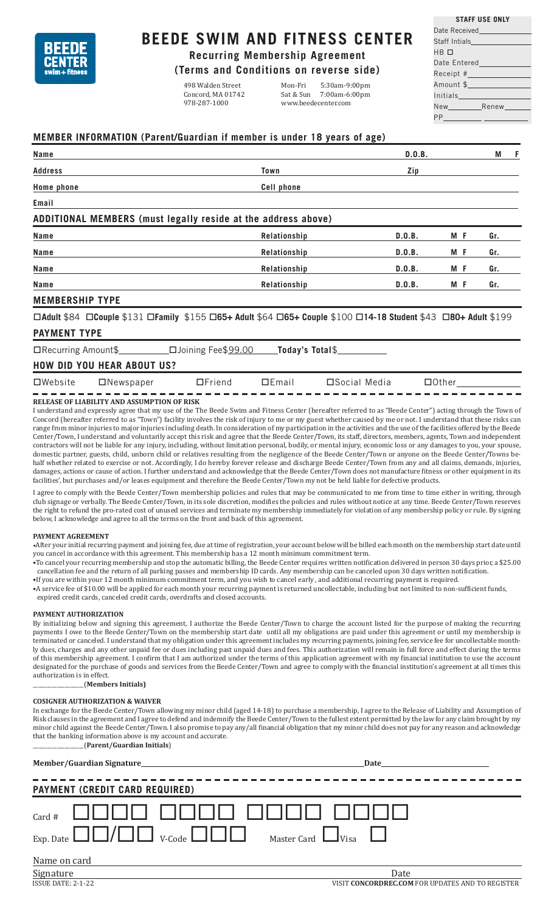BEEDE CENTER swim + fitness

# BEEDE SWIM AND FITNESS CENTER

## Recurring Membership Agreement

## (Terms and Conditions on reverse side)

498 Walden Street
Concord, MA 01742
978-287-1000

Mon-Fri 5:30am-9:00pm
Sat & Sun 7:00am-6:00pm
www.beedecenter.com

**STAFF USE ONLY**

Date Received\_\_\_\_\_\_
Staff Intials\_\_\_\_\_\_
HB ☐
Date Entered\_\_\_\_\_\_
Receipt #\_\_\_\_\_\_
Amount $\_\_\_\_\_\_
Initials\_\_\_\_\_\_
New\_\_\_\_\_\_ Renew\_\_\_\_\_\_
PP\_\_\_\_\_\_

### MEMBER INFORMATION (Parent/Guardian if member is under 18 years of age)

**Name** \_\_\_\_\_\_ **D.O.B.** \_\_\_\_\_\_ **M F**

**Address** \_\_\_\_\_\_ **Town** \_\_\_\_\_\_ **Zip** \_\_\_\_\_\_

**Home phone** \_\_\_\_\_\_ **Cell phone** \_\_\_\_\_\_

**Email** \_\_\_\_\_\_

### ADDITIONAL MEMBERS (must legally reside at the address above)

| Name | Relationship | D.O.B. | M F | Gr. |
|---|---|---|---|---|
| Name | Relationship | D.O.B. | M F | Gr. |
| Name | Relationship | D.O.B. | M F | Gr. |
| Name | Relationship | D.O.B. | M F | Gr. |
| Name | Relationship | D.O.B. | M F | Gr. |

### MEMBERSHIP TYPE

☐**Adult** $84 ☐**Couple** $131 ☐**Family** $155 ☐**65+ Adult** $64 ☐**65+ Couple** $100 ☐**14-18 Student** $43 ☐**80+ Adult** $199

### PAYMENT TYPE

☐Recurring Amount$\_\_\_\_\_\_ ☐Joining Fee$99.00 **Today's Total**$\_\_\_\_\_\_

### HOW DID YOU HEAR ABOUT US?

☐Website ☐Newspaper ☐Friend ☐Email ☐Social Media ☐Other\_\_\_\_\_\_

**RELEASE OF LIABILITY AND ASSUMPTION OF RISK**

I understand and expressly agree that my use of the The Beede Swim and Fitness Center (hereafter referred to as "Beede Center") acting through the Town of Concord (hereafter referred to as "Town") facility involves the risk of injury to me or my guest whether caused by me or not. I understand that these risks can range from minor injuries to major injuries including death. In consideration of my participation in the activities and the use of the facilities offered by the Beede Center/Town, I understand and voluntarily accept this risk and agree that the Beede Center/Town, its staff, directors, members, agents, Town and independent contractors will not be liable for any injury, including, without limitation personal, bodily, or mental injury, economic loss or any damages to you, your spouse, domestic partner, guests, child, unborn child or relatives resulting from the negligence of the Beede Center/Town or anyone on the Beede Center/Towns behalf whether related to exercise or not. Accordingly, I do hereby forever release and discharge Beede Center/Town from any and all claims, demands, injuries, damages, actions or cause of action. I further understand and acknowledge that the Beede Center/Town does not manufacture fitness or other equipment in its facilities', but purchases and/or leases equipment and therefore the Beede Center/Town my not be held liable for defective products.

I agree to comply with the Beede Center/Town membership policies and rules that may be communicated to me from time to time either in writing, through club signage or verbally. The Beede Center/Town, in its sole discretion, modifies the policies and rules without notice at any time. Beede Center/Town reserves the right to refund the pro-rated cost of unused services and terminate my membership immediately for violation of any membership policy or rule. By signing below, I acknowledge and agree to all the terms on the front and back of this agreement.

**PAYMENT AGREEMENT**

- After your initial recurring payment and joining fee, due at time of registration, your account below will be billed each month on the membership start date until you cancel in accordance with this agreement. This membership has a 12 month minimum commitment term.
- To cancel your recurring membership and stop the automatic billing, the Beede Center requires written notification delivered in person 30 days prior, a $25.00 cancellation fee and the return of all parking passes and membership ID cards. Any membership can be canceled upon 30 days written notification.
- If you are within your 12 month minimum commitment term, and you wish to cancel early , and additional recurring payment is required.
- A service fee of $10.00 will be applied for each month your recurring payment is returned uncollectable, including but not limited to non-sufficient funds, expired credit cards, canceled credit cards, overdrafts and closed accounts.

**PAYMENT AUTHORIZATION**

By initializing below and signing this agreement, I authorize the Beede Center/Town to charge the account listed for the purpose of making the recurring payments I owe to the Beede Center/Town on the membership start date until all my obligations are paid under this agreement or until my membership is terminated or canceled. I understand that my obligation under this agreement includes my recurring payments, joining fee, service fee for uncollectable monthly dues, charges and any other unpaid fee or dues including past unpaid dues and fees. This authorization will remain in full force and effect during the terms of this membership agreement. I confirm that I am authorized under the terms of this application agreement with my financial institution to use the account designated for the purchase of goods and services from the Beede Center/Town and agree to comply with the financial institution's agreement at all times this authorization is in effect.

\_\_\_\_\_\_(**Members Initials)**

**COSIGNER AUTHORIZATION & WAIVER**

In exchange for the Beede Center/Town allowing my minor child (aged 14-18) to purchase a membership, I agree to the Release of Liability and Assumption of Risk clauses in the agreement and I agree to defend and indemnify the Beede Center/Town to the fullest extent permitted by the law for any claim brought by my minor child against the Beede Center/Town. I also promise to pay any/all financial obligation that my minor child does not pay for any reason and acknowledge that the banking information above is my account and accurate.

\_\_\_\_\_\_(**Parent/Guardian Initials**)

**Member/Guardian Signature**\_\_\_\_\_\_ **Date**\_\_\_\_\_\_

### PAYMENT (CREDIT CARD REQUIRED)

Card # ☐☐☐☐ ☐☐☐☐ ☐☐☐☐ ☐☐☐☐

Exp. Date ☐☐/☐☐ V-Code ☐☐☐ Master Card ☐ Visa ☐

Name on card \_\_\_\_\_\_

Signature \_\_\_\_\_\_ Date \_\_\_\_\_\_

ISSUE DATE: 2-1-22

VISIT **CONCORDREC.COM** FOR UPDATES AND TO REGISTER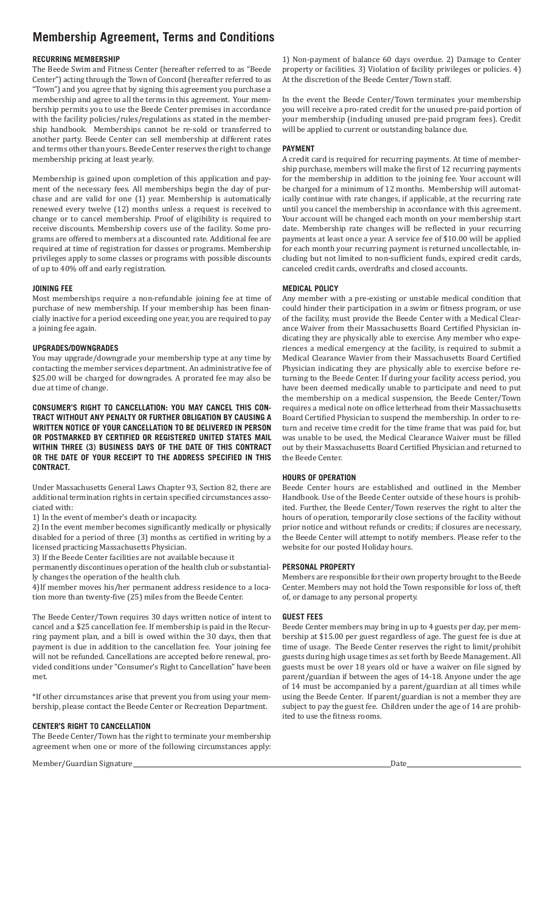# Membership Agreement, Terms and Conditions

### RECURRING MEMBERSHIP

The Beede Swim and Fitness Center (hereafter referred to as "Beede Center") acting through the Town of Concord (hereafter referred to as "Town") and you agree that by signing this agreement you purchase a membership and agree to all the terms in this agreement. Your membership permits you to use the Beede Center premises in accordance with the facility policies/rules/regulations as stated in the membership handbook. Memberships cannot be re-sold or transferred to another party. Beede Center can sell membership at different rates and terms other than yours. Beede Center reserves the right to change membership pricing at least yearly.

Membership is gained upon completion of this application and payment of the necessary fees. All memberships begin the day of purchase and are valid for one (1) year. Membership is automatically renewed every twelve (12) months unless a request is received to change or to cancel membership. Proof of eligibility is required to receive discounts. Membership covers use of the facility. Some programs are offered to members at a discounted rate. Additional fee are required at time of registration for classes or programs. Membership privileges apply to some classes or programs with possible discounts of up to 40% off and early registration.

### JOINING FEE

Most memberships require a non-refundable joining fee at time of purchase of new membership. If your membership has been financially inactive for a period exceeding one year, you are required to pay a joining fee again.

### UPGRADES/DOWNGRADES

You may upgrade/downgrade your membership type at any time by contacting the member services department. An administrative fee of $25.00 will be charged for downgrades. A prorated fee may also be due at time of change.

**CONSUMER'S RIGHT TO CANCELLATION: YOU MAY CANCEL THIS CONTRACT WITHOUT ANY PENALTY OR FURTHER OBLIGATION BY CAUSING A WRITTEN NOTICE OF YOUR CANCELLATION TO BE DELIVERED IN PERSON OR POSTMARKED BY CERTIFIED OR REGISTERED UNITED STATES MAIL WITHIN THREE (3) BUSINESS DAYS OF THE DATE OF THIS CONTRACT OR THE DATE OF YOUR RECEIPT TO THE ADDRESS SPECIFIED IN THIS CONTRACT.**

Under Massachusetts General Laws Chapter 93, Section 82, there are additional termination rights in certain specified circumstances associated with:

1) In the event of member's death or incapacity.

2) In the event member becomes significantly medically or physically disabled for a period of three (3) months as certified in writing by a licensed practicing Massachusetts Physician.

3) If the Beede Center facilities are not available because it permanently discontinues operation of the health club or substantially changes the operation of the health club.

4)If member moves his/her permanent address residence to a location more than twenty-five (25) miles from the Beede Center.

The Beede Center/Town requires 30 days written notice of intent to cancel and a $25 cancellation fee. If membership is paid in the Recurring payment plan, and a bill is owed within the 30 days, then that payment is due in addition to the cancellation fee. Your joining fee will not be refunded. Cancellations are accepted before renewal, provided conditions under "Consumer's Right to Cancellation" have been met.

*If other circumstances arise that prevent you from using your membership, please contact the Beede Center or Recreation Department.

### CENTER'S RIGHT TO CANCELLATION

The Beede Center/Town has the right to terminate your membership agreement when one or more of the following circumstances apply: 1) Non-payment of balance 60 days overdue. 2) Damage to Center property or facilities. 3) Violation of facility privileges or policies. 4) At the discretion of the Beede Center/Town staff.

In the event the Beede Center/Town terminates your membership you will receive a pro-rated credit for the unused pre-paid portion of your membership (including unused pre-paid program fees). Credit will be applied to current or outstanding balance due.

### PAYMENT

A credit card is required for recurring payments. At time of membership purchase, members will make the first of 12 recurring payments for the membership in addition to the joining fee. Your account will be charged for a minimum of 12 months. Membership will automatically continue with rate changes, if applicable, at the recurring rate until you cancel the membership in accordance with this agreement. Your account will be changed each month on your membership start date. Membership rate changes will be reflected in your recurring payments at least once a year. A service fee of $10.00 will be applied for each month your recurring payment is returned uncollectable, including but not limited to non-sufficient funds, expired credit cards, canceled credit cards, overdrafts and closed accounts.

### MEDICAL POLICY

Any member with a pre-existing or unstable medical condition that could hinder their participation in a swim or fitness program, or use of the facility, must provide the Beede Center with a Medical Clearance Waiver from their Massachusetts Board Certified Physician indicating they are physically able to exercise. Any member who experiences a medical emergency at the facility, is required to submit a Medical Clearance Wavier from their Massachusetts Board Certified Physician indicating they are physically able to exercise before returning to the Beede Center. If during your facility access period, you have been deemed medically unable to participate and need to put the membership on a medical suspension, the Beede Center/Town requires a medical note on office letterhead from their Massachusetts Board Certified Physician to suspend the membership. In order to return and receive time credit for the time frame that was paid for, but was unable to be used, the Medical Clearance Waiver must be filled out by their Massachusetts Board Certified Physician and returned to the Beede Center.

### HOURS OF OPERATION

Beede Center hours are established and outlined in the Member Handbook. Use of the Beede Center outside of these hours is prohibited. Further, the Beede Center/Town reserves the right to alter the hours of operation, temporarily close sections of the facility without prior notice and without refunds or credits; if closures are necessary, the Beede Center will attempt to notify members. Please refer to the website for our posted Holiday hours.

### PERSONAL PROPERTY

Members are responsible for their own property brought to the Beede Center. Members may not hold the Town responsible for loss of, theft of, or damage to any personal property.

### GUEST FEES

Beede Center members may bring in up to 4 guests per day, per membership at $15.00 per guest regardless of age. The guest fee is due at time of usage. The Beede Center reserves the right to limit/prohibit guests during high usage times as set forth by Beede Management. All guests must be over 18 years old or have a waiver on file signed by parent/guardian if between the ages of 14-18. Anyone under the age of 14 must be accompanied by a parent/guardian at all times while using the Beede Center. If parent/guardian is not a member they are subject to pay the guest fee. Children under the age of 14 are prohibited to use the fitness rooms.

Member/Guardian Signature ______________________________ Date ________________